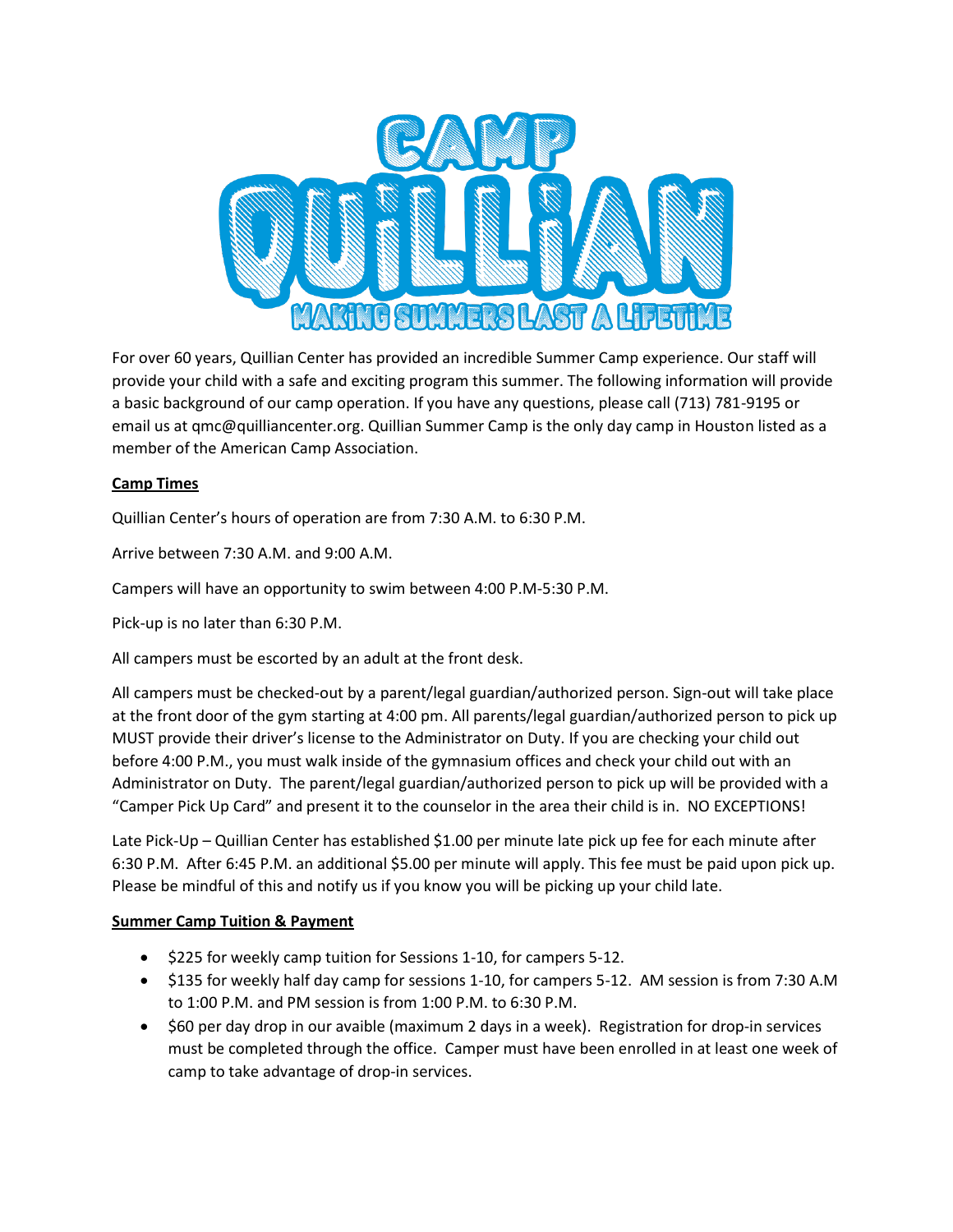# CAMP QUILLIAN

MAKING SUMMERS LAST A LIFETIME

For over 60 years, Quillian Center has provided an incredible Summer Camp experience. Our staff will provide your child with a safe and exciting program this summer. The following information will provide a basic background of our camp operation. If you have any questions, please call (713) 781-9195 or email us at qmc@quilliancenter.org. Quillian Summer Camp is the only day camp in Houston listed as a member of the American Camp Association.

## Camp Times

Quillian Center's hours of operation are from 7:30 A.M. to 6:30 P.M.

Arrive between 7:30 A.M. and 9:00 A.M.

Campers will have an opportunity to swim between 4:00 P.M-5:30 P.M.

Pick-up is no later than 6:30 P.M.

All campers must be escorted by an adult at the front desk.

All campers must be checked-out by a parent/legal guardian/authorized person. Sign-out will take place at the front door of the gym starting at 4:00 pm. All parents/legal guardian/authorized person to pick up MUST provide their driver's license to the Administrator on Duty. If you are checking your child out before 4:00 P.M., you must walk inside of the gymnasium offices and check your child out with an Administrator on Duty. The parent/legal guardian/authorized person to pick up will be provided with a "Camper Pick Up Card" and present it to the counselor in the area their child is in. NO EXCEPTIONS!

Late Pick-Up – Quillian Center has established $1.00 per minute late pick up fee for each minute after 6:30 P.M. After 6:45 P.M. an additional $5.00 per minute will apply. This fee must be paid upon pick up. Please be mindful of this and notify us if you know you will be picking up your child late.

## Summer Camp Tuition & Payment

- $225 for weekly camp tuition for Sessions 1-10, for campers 5-12.
- $135 for weekly half day camp for sessions 1-10, for campers 5-12. AM session is from 7:30 A.M to 1:00 P.M. and PM session is from 1:00 P.M. to 6:30 P.M.
- $60 per day drop in our avaible (maximum 2 days in a week). Registration for drop-in services must be completed through the office. Camper must have been enrolled in at least one week of camp to take advantage of drop-in services.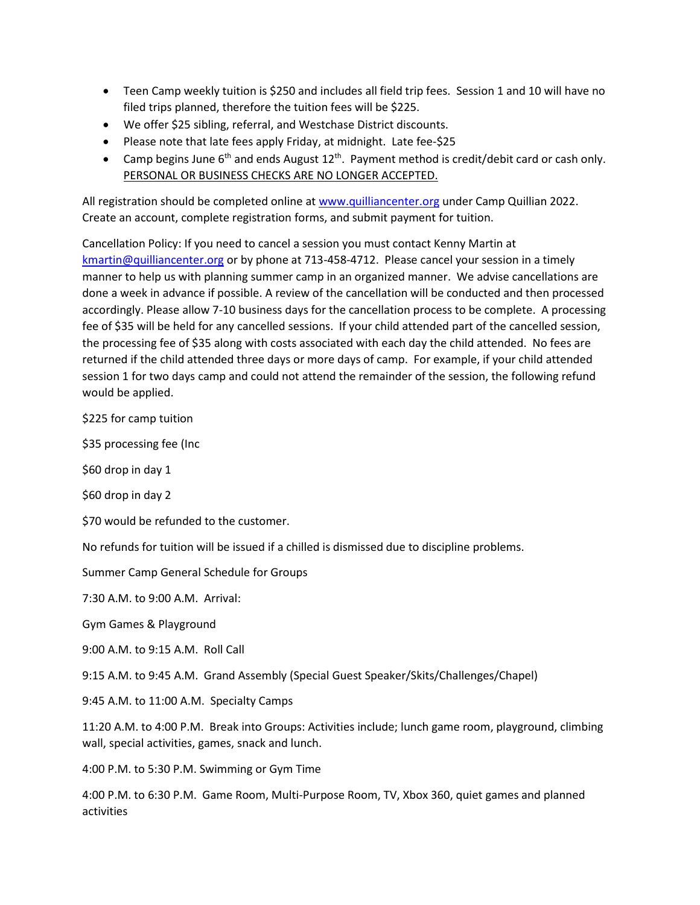- Teen Camp weekly tuition is $250 and includes all field trip fees. Session 1 and 10 will have no filed trips planned, therefore the tuition fees will be $225.
- We offer $25 sibling, referral, and Westchase District discounts.
- Please note that late fees apply Friday, at midnight. Late fee-$25
- Camp begins June 6th and ends August 12th. Payment method is credit/debit card or cash only. <u>PERSONAL OR BUSINESS CHECKS ARE NO LONGER ACCEPTED.</u>

All registration should be completed online at [www.quilliancenter.org](http://www.quilliancenter.org) under Camp Quillian 2022. Create an account, complete registration forms, and submit payment for tuition.

Cancellation Policy: If you need to cancel a session you must contact Kenny Martin at [kmartin@quilliancenter.org](mailto:kmartin@quilliancenter.org) or by phone at 713-458-4712. Please cancel your session in a timely manner to help us with planning summer camp in an organized manner. We advise cancellations are done a week in advance if possible. A review of the cancellation will be conducted and then processed accordingly. Please allow 7-10 business days for the cancellation process to be complete. A processing fee of $35 will be held for any cancelled sessions. If your child attended part of the cancelled session, the processing fee of $35 along with costs associated with each day the child attended. No fees are returned if the child attended three days or more days of camp. For example, if your child attended session 1 for two days camp and could not attend the remainder of the session, the following refund would be applied.

$225 for camp tuition

$35 processing fee (Inc

$60 drop in day 1

$60 drop in day 2

$70 would be refunded to the customer.

No refunds for tuition will be issued if a chilled is dismissed due to discipline problems.

Summer Camp General Schedule for Groups

7:30 A.M. to 9:00 A.M. Arrival:

Gym Games & Playground

9:00 A.M. to 9:15 A.M. Roll Call

9:15 A.M. to 9:45 A.M. Grand Assembly (Special Guest Speaker/Skits/Challenges/Chapel)

9:45 A.M. to 11:00 A.M. Specialty Camps

11:20 A.M. to 4:00 P.M. Break into Groups: Activities include; lunch game room, playground, climbing wall, special activities, games, snack and lunch.

4:00 P.M. to 5:30 P.M. Swimming or Gym Time

4:00 P.M. to 6:30 P.M. Game Room, Multi-Purpose Room, TV, Xbox 360, quiet games and planned activities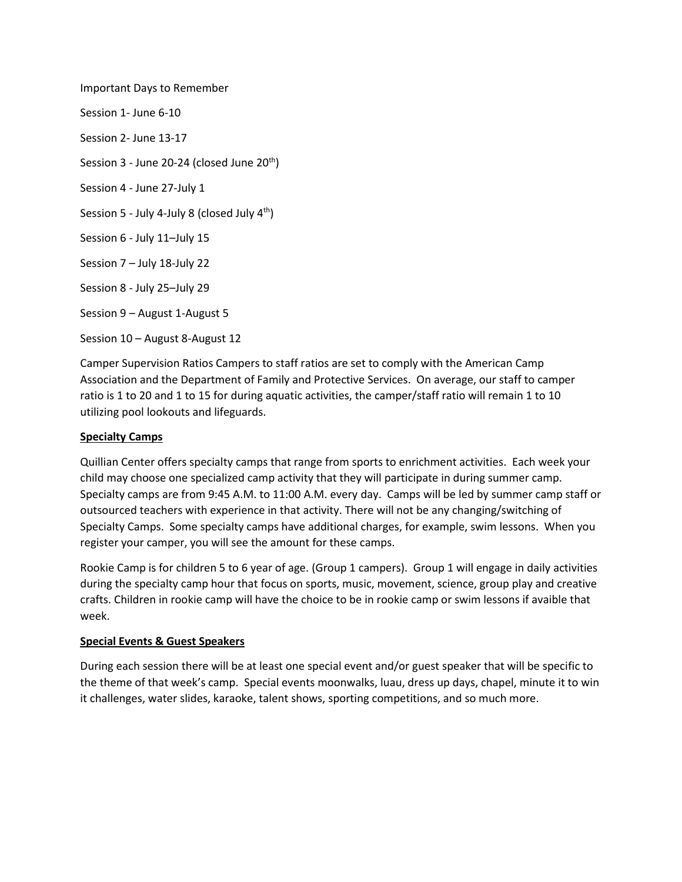Important Days to Remember

Session 1- June 6-10

Session 2- June 13-17

Session 3 - June 20-24 (closed June 20th)

Session 4 - June 27-July 1

Session 5 - July 4-July 8 (closed July 4th)

Session 6 - July 11–July 15

Session 7 – July 18-July 22

Session 8 - July 25–July 29

Session 9 – August 1-August 5

Session 10 – August 8-August 12

Camper Supervision Ratios Campers to staff ratios are set to comply with the American Camp Association and the Department of Family and Protective Services. On average, our staff to camper ratio is 1 to 20 and 1 to 15 for during aquatic activities, the camper/staff ratio will remain 1 to 10 utilizing pool lookouts and lifeguards.

**Specialty Camps**

Quillian Center offers specialty camps that range from sports to enrichment activities. Each week your child may choose one specialized camp activity that they will participate in during summer camp. Specialty camps are from 9:45 A.M. to 11:00 A.M. every day. Camps will be led by summer camp staff or outsourced teachers with experience in that activity. There will not be any changing/switching of Specialty Camps. Some specialty camps have additional charges, for example, swim lessons. When you register your camper, you will see the amount for these camps.

Rookie Camp is for children 5 to 6 year of age. (Group 1 campers). Group 1 will engage in daily activities during the specialty camp hour that focus on sports, music, movement, science, group play and creative crafts. Children in rookie camp will have the choice to be in rookie camp or swim lessons if avaible that week.

**Special Events & Guest Speakers**

During each session there will be at least one special event and/or guest speaker that will be specific to the theme of that week's camp. Special events moonwalks, luau, dress up days, chapel, minute it to win it challenges, water slides, karaoke, talent shows, sporting competitions, and so much more.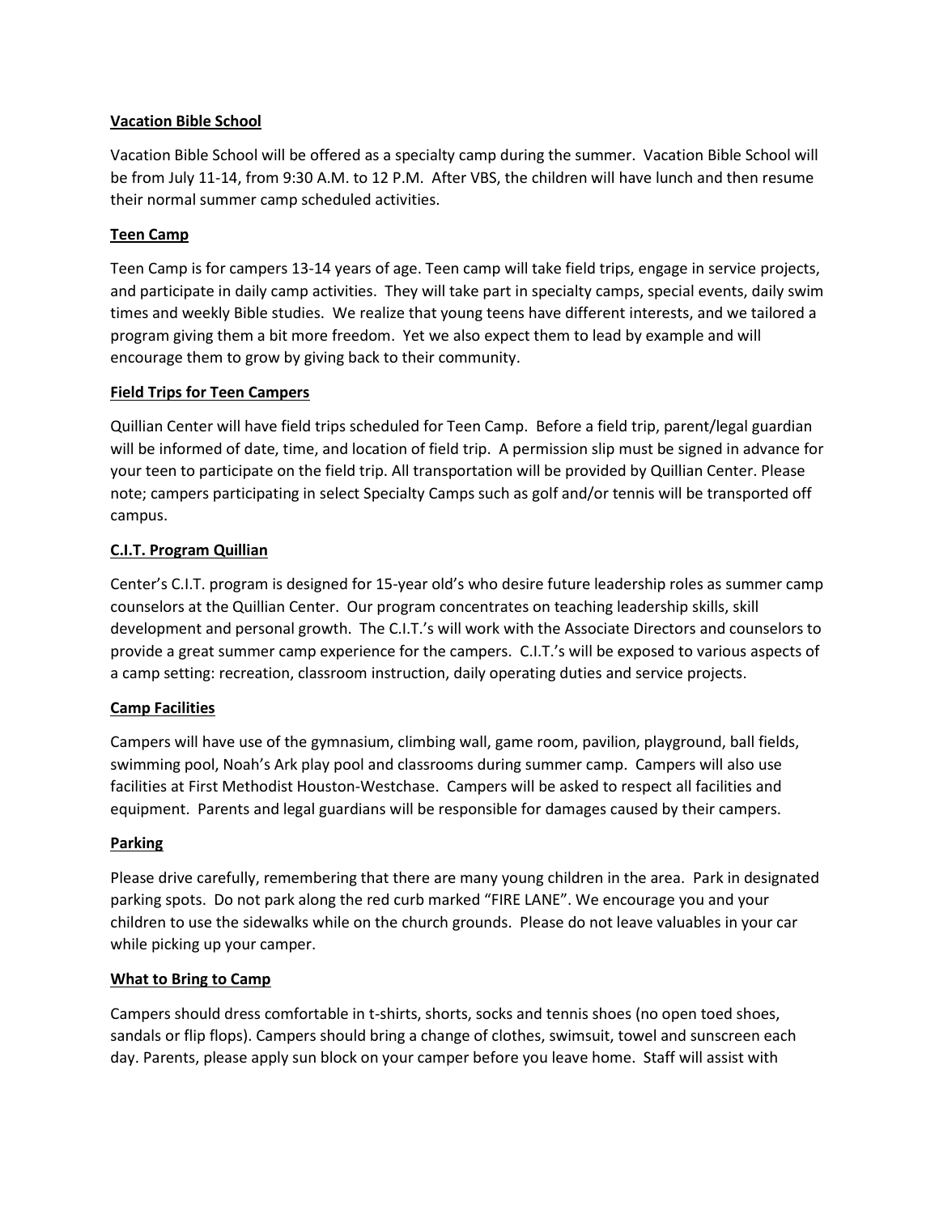**Vacation Bible School**

Vacation Bible School will be offered as a specialty camp during the summer. Vacation Bible School will be from July 11-14, from 9:30 A.M. to 12 P.M. After VBS, the children will have lunch and then resume their normal summer camp scheduled activities.

**Teen Camp**

Teen Camp is for campers 13-14 years of age. Teen camp will take field trips, engage in service projects, and participate in daily camp activities. They will take part in specialty camps, special events, daily swim times and weekly Bible studies. We realize that young teens have different interests, and we tailored a program giving them a bit more freedom. Yet we also expect them to lead by example and will encourage them to grow by giving back to their community.

**Field Trips for Teen Campers**

Quillian Center will have field trips scheduled for Teen Camp. Before a field trip, parent/legal guardian will be informed of date, time, and location of field trip. A permission slip must be signed in advance for your teen to participate on the field trip. All transportation will be provided by Quillian Center. Please note; campers participating in select Specialty Camps such as golf and/or tennis will be transported off campus.

**C.I.T. Program Quillian**

Center's C.I.T. program is designed for 15-year old's who desire future leadership roles as summer camp counselors at the Quillian Center. Our program concentrates on teaching leadership skills, skill development and personal growth. The C.I.T.'s will work with the Associate Directors and counselors to provide a great summer camp experience for the campers. C.I.T.'s will be exposed to various aspects of a camp setting: recreation, classroom instruction, daily operating duties and service projects.

**Camp Facilities**

Campers will have use of the gymnasium, climbing wall, game room, pavilion, playground, ball fields, swimming pool, Noah's Ark play pool and classrooms during summer camp. Campers will also use facilities at First Methodist Houston-Westchase. Campers will be asked to respect all facilities and equipment. Parents and legal guardians will be responsible for damages caused by their campers.

**Parking**

Please drive carefully, remembering that there are many young children in the area. Park in designated parking spots. Do not park along the red curb marked "FIRE LANE". We encourage you and your children to use the sidewalks while on the church grounds. Please do not leave valuables in your car while picking up your camper.

**What to Bring to Camp**

Campers should dress comfortable in t-shirts, shorts, socks and tennis shoes (no open toed shoes, sandals or flip flops). Campers should bring a change of clothes, swimsuit, towel and sunscreen each day. Parents, please apply sun block on your camper before you leave home. Staff will assist with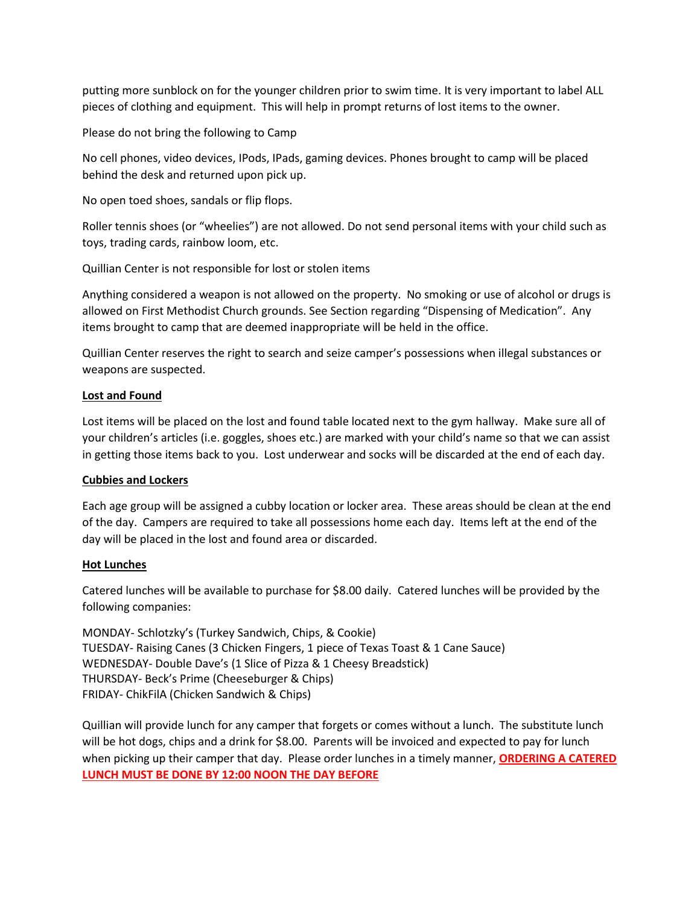putting more sunblock on for the younger children prior to swim time. It is very important to label ALL pieces of clothing and equipment. This will help in prompt returns of lost items to the owner.

Please do not bring the following to Camp

No cell phones, video devices, IPods, IPads, gaming devices. Phones brought to camp will be placed behind the desk and returned upon pick up.

No open toed shoes, sandals or flip flops.

Roller tennis shoes (or "wheelies") are not allowed. Do not send personal items with your child such as toys, trading cards, rainbow loom, etc.

Quillian Center is not responsible for lost or stolen items

Anything considered a weapon is not allowed on the property. No smoking or use of alcohol or drugs is allowed on First Methodist Church grounds. See Section regarding "Dispensing of Medication". Any items brought to camp that are deemed inappropriate will be held in the office.

Quillian Center reserves the right to search and seize camper's possessions when illegal substances or weapons are suspected.

**Lost and Found**

Lost items will be placed on the lost and found table located next to the gym hallway. Make sure all of your children's articles (i.e. goggles, shoes etc.) are marked with your child's name so that we can assist in getting those items back to you. Lost underwear and socks will be discarded at the end of each day.

**Cubbies and Lockers**

Each age group will be assigned a cubby location or locker area. These areas should be clean at the end of the day. Campers are required to take all possessions home each day. Items left at the end of the day will be placed in the lost and found area or discarded.

**Hot Lunches**

Catered lunches will be available to purchase for $8.00 daily. Catered lunches will be provided by the following companies:

MONDAY- Schlotzky's (Turkey Sandwich, Chips, & Cookie)
TUESDAY- Raising Canes (3 Chicken Fingers, 1 piece of Texas Toast & 1 Cane Sauce)
WEDNESDAY- Double Dave's (1 Slice of Pizza & 1 Cheesy Breadstick)
THURSDAY- Beck's Prime (Cheeseburger & Chips)
FRIDAY- ChikFilA (Chicken Sandwich & Chips)

Quillian will provide lunch for any camper that forgets or comes without a lunch. The substitute lunch will be hot dogs, chips and a drink for $8.00. Parents will be invoiced and expected to pay for lunch when picking up their camper that day. Please order lunches in a timely manner, **ORDERING A CATERED LUNCH MUST BE DONE BY 12:00 NOON THE DAY BEFORE**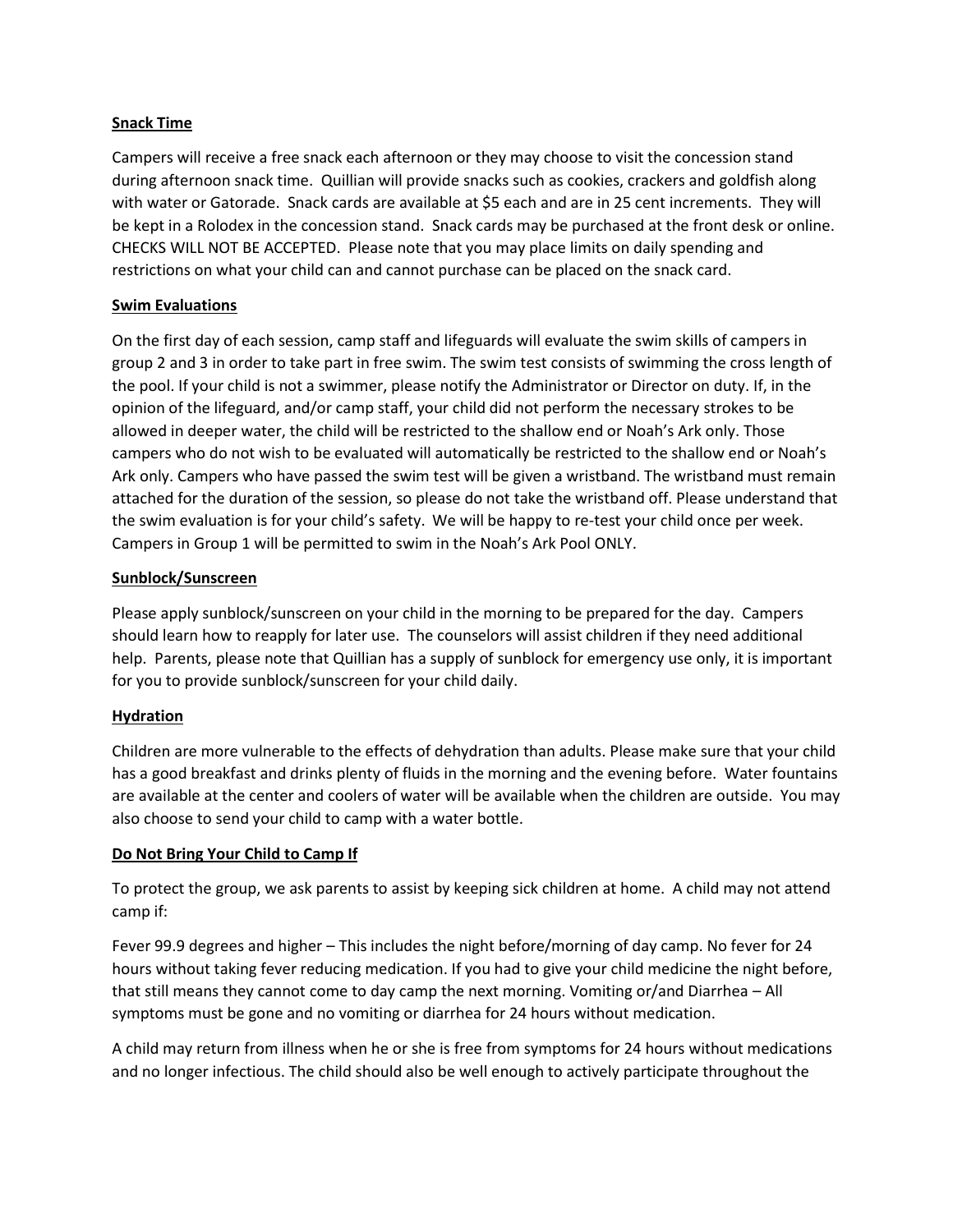**Snack Time**

Campers will receive a free snack each afternoon or they may choose to visit the concession stand during afternoon snack time. Quillian will provide snacks such as cookies, crackers and goldfish along with water or Gatorade. Snack cards are available at $5 each and are in 25 cent increments. They will be kept in a Rolodex in the concession stand. Snack cards may be purchased at the front desk or online. CHECKS WILL NOT BE ACCEPTED. Please note that you may place limits on daily spending and restrictions on what your child can and cannot purchase can be placed on the snack card.

**Swim Evaluations**

On the first day of each session, camp staff and lifeguards will evaluate the swim skills of campers in group 2 and 3 in order to take part in free swim. The swim test consists of swimming the cross length of the pool. If your child is not a swimmer, please notify the Administrator or Director on duty. If, in the opinion of the lifeguard, and/or camp staff, your child did not perform the necessary strokes to be allowed in deeper water, the child will be restricted to the shallow end or Noah's Ark only. Those campers who do not wish to be evaluated will automatically be restricted to the shallow end or Noah's Ark only. Campers who have passed the swim test will be given a wristband. The wristband must remain attached for the duration of the session, so please do not take the wristband off. Please understand that the swim evaluation is for your child's safety. We will be happy to re-test your child once per week. Campers in Group 1 will be permitted to swim in the Noah's Ark Pool ONLY.

**Sunblock/Sunscreen**

Please apply sunblock/sunscreen on your child in the morning to be prepared for the day. Campers should learn how to reapply for later use. The counselors will assist children if they need additional help. Parents, please note that Quillian has a supply of sunblock for emergency use only, it is important for you to provide sunblock/sunscreen for your child daily.

**Hydration**

Children are more vulnerable to the effects of dehydration than adults. Please make sure that your child has a good breakfast and drinks plenty of fluids in the morning and the evening before. Water fountains are available at the center and coolers of water will be available when the children are outside. You may also choose to send your child to camp with a water bottle.

**Do Not Bring Your Child to Camp If**

To protect the group, we ask parents to assist by keeping sick children at home. A child may not attend camp if:

Fever 99.9 degrees and higher – This includes the night before/morning of day camp. No fever for 24 hours without taking fever reducing medication. If you had to give your child medicine the night before, that still means they cannot come to day camp the next morning. Vomiting or/and Diarrhea – All symptoms must be gone and no vomiting or diarrhea for 24 hours without medication.

A child may return from illness when he or she is free from symptoms for 24 hours without medications and no longer infectious. The child should also be well enough to actively participate throughout the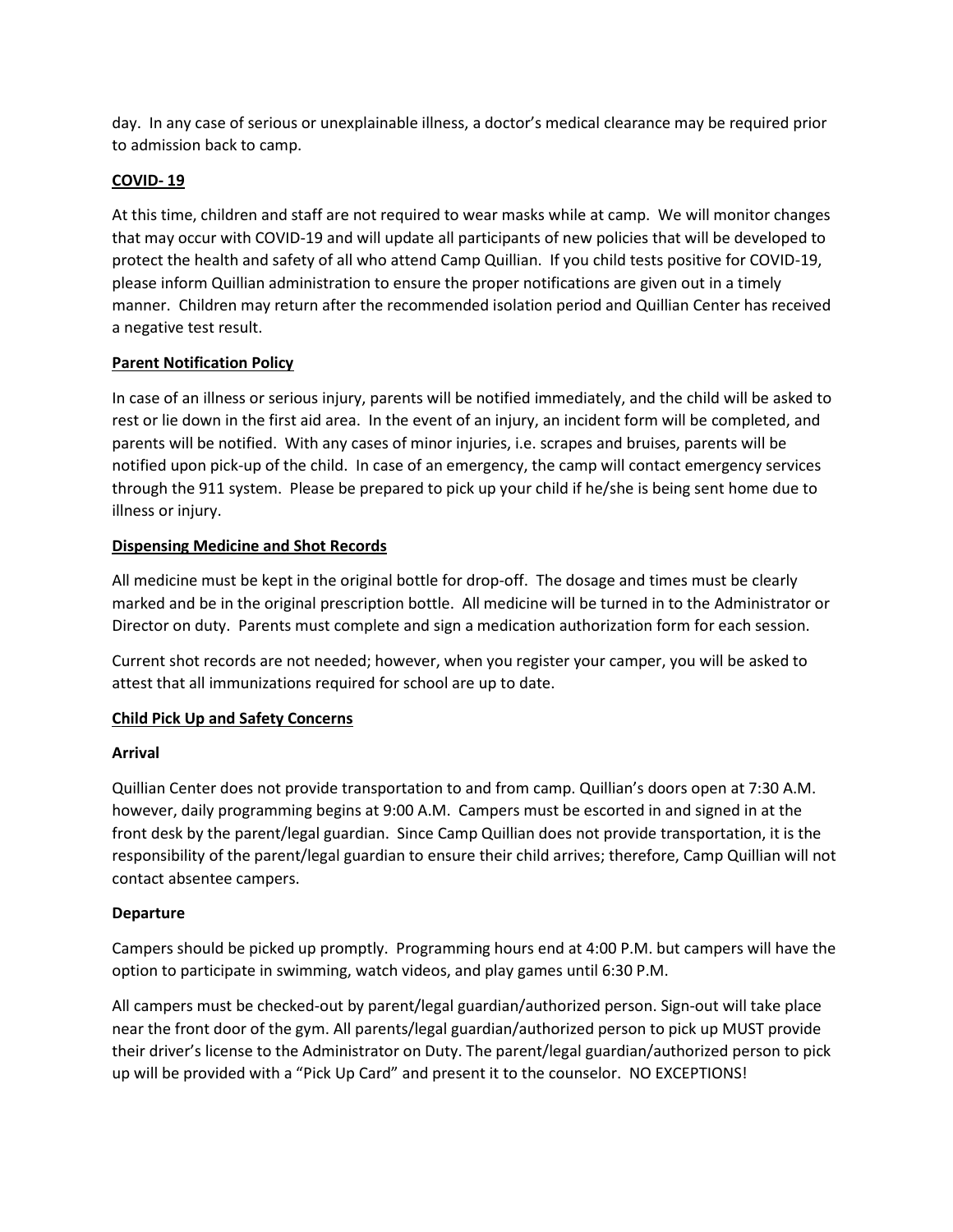day. In any case of serious or unexplainable illness, a doctor's medical clearance may be required prior to admission back to camp.

## COVID- 19

At this time, children and staff are not required to wear masks while at camp. We will monitor changes that may occur with COVID-19 and will update all participants of new policies that will be developed to protect the health and safety of all who attend Camp Quillian. If you child tests positive for COVID-19, please inform Quillian administration to ensure the proper notifications are given out in a timely manner. Children may return after the recommended isolation period and Quillian Center has received a negative test result.

## Parent Notification Policy

In case of an illness or serious injury, parents will be notified immediately, and the child will be asked to rest or lie down in the first aid area. In the event of an injury, an incident form will be completed, and parents will be notified. With any cases of minor injuries, i.e. scrapes and bruises, parents will be notified upon pick-up of the child. In case of an emergency, the camp will contact emergency services through the 911 system. Please be prepared to pick up your child if he/she is being sent home due to illness or injury.

## Dispensing Medicine and Shot Records

All medicine must be kept in the original bottle for drop-off. The dosage and times must be clearly marked and be in the original prescription bottle. All medicine will be turned in to the Administrator or Director on duty. Parents must complete and sign a medication authorization form for each session.

Current shot records are not needed; however, when you register your camper, you will be asked to attest that all immunizations required for school are up to date.

## Child Pick Up and Safety Concerns

### Arrival

Quillian Center does not provide transportation to and from camp. Quillian's doors open at 7:30 A.M. however, daily programming begins at 9:00 A.M. Campers must be escorted in and signed in at the front desk by the parent/legal guardian. Since Camp Quillian does not provide transportation, it is the responsibility of the parent/legal guardian to ensure their child arrives; therefore, Camp Quillian will not contact absentee campers.

### Departure

Campers should be picked up promptly. Programming hours end at 4:00 P.M. but campers will have the option to participate in swimming, watch videos, and play games until 6:30 P.M.

All campers must be checked-out by parent/legal guardian/authorized person. Sign-out will take place near the front door of the gym. All parents/legal guardian/authorized person to pick up MUST provide their driver's license to the Administrator on Duty. The parent/legal guardian/authorized person to pick up will be provided with a "Pick Up Card" and present it to the counselor. NO EXCEPTIONS!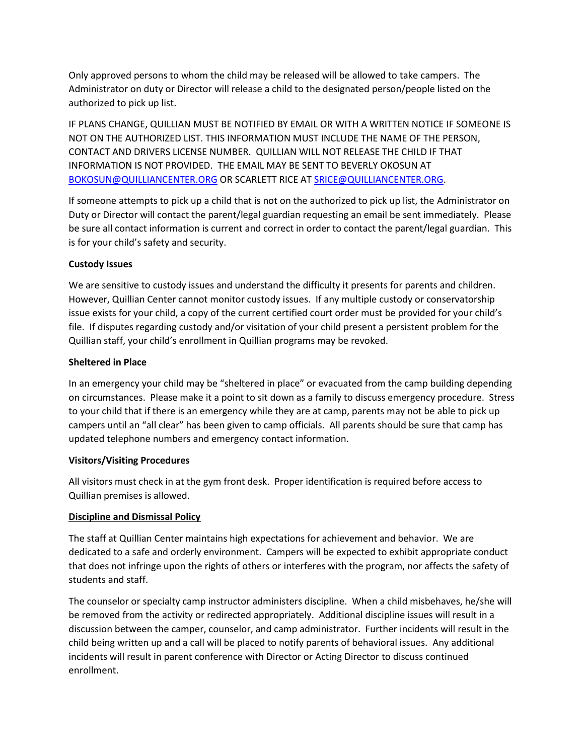Only approved persons to whom the child may be released will be allowed to take campers. The Administrator on duty or Director will release a child to the designated person/people listed on the authorized to pick up list.

IF PLANS CHANGE, QUILLIAN MUST BE NOTIFIED BY EMAIL OR WITH A WRITTEN NOTICE IF SOMEONE IS NOT ON THE AUTHORIZED LIST. THIS INFORMATION MUST INCLUDE THE NAME OF THE PERSON, CONTACT AND DRIVERS LICENSE NUMBER. QUILLIAN WILL NOT RELEASE THE CHILD IF THAT INFORMATION IS NOT PROVIDED. THE EMAIL MAY BE SENT TO BEVERLY OKOSUN AT [BOKOSUN@QUILLIANCENTER.ORG](mailto:BOKOSUN@QUILLIANCENTER.ORG) OR SCARLETT RICE AT [SRICE@QUILLIANCENTER.ORG](mailto:SRICE@QUILLIANCENTER.ORG).

If someone attempts to pick up a child that is not on the authorized to pick up list, the Administrator on Duty or Director will contact the parent/legal guardian requesting an email be sent immediately. Please be sure all contact information is current and correct in order to contact the parent/legal guardian. This is for your child's safety and security.

**Custody Issues**

We are sensitive to custody issues and understand the difficulty it presents for parents and children. However, Quillian Center cannot monitor custody issues. If any multiple custody or conservatorship issue exists for your child, a copy of the current certified court order must be provided for your child's file. If disputes regarding custody and/or visitation of your child present a persistent problem for the Quillian staff, your child's enrollment in Quillian programs may be revoked.

**Sheltered in Place**

In an emergency your child may be "sheltered in place" or evacuated from the camp building depending on circumstances. Please make it a point to sit down as a family to discuss emergency procedure. Stress to your child that if there is an emergency while they are at camp, parents may not be able to pick up campers until an "all clear" has been given to camp officials. All parents should be sure that camp has updated telephone numbers and emergency contact information.

**Visitors/Visiting Procedures**

All visitors must check in at the gym front desk. Proper identification is required before access to Quillian premises is allowed.

**Discipline and Dismissal Policy**

The staff at Quillian Center maintains high expectations for achievement and behavior. We are dedicated to a safe and orderly environment. Campers will be expected to exhibit appropriate conduct that does not infringe upon the rights of others or interferes with the program, nor affects the safety of students and staff.

The counselor or specialty camp instructor administers discipline. When a child misbehaves, he/she will be removed from the activity or redirected appropriately. Additional discipline issues will result in a discussion between the camper, counselor, and camp administrator. Further incidents will result in the child being written up and a call will be placed to notify parents of behavioral issues. Any additional incidents will result in parent conference with Director or Acting Director to discuss continued enrollment.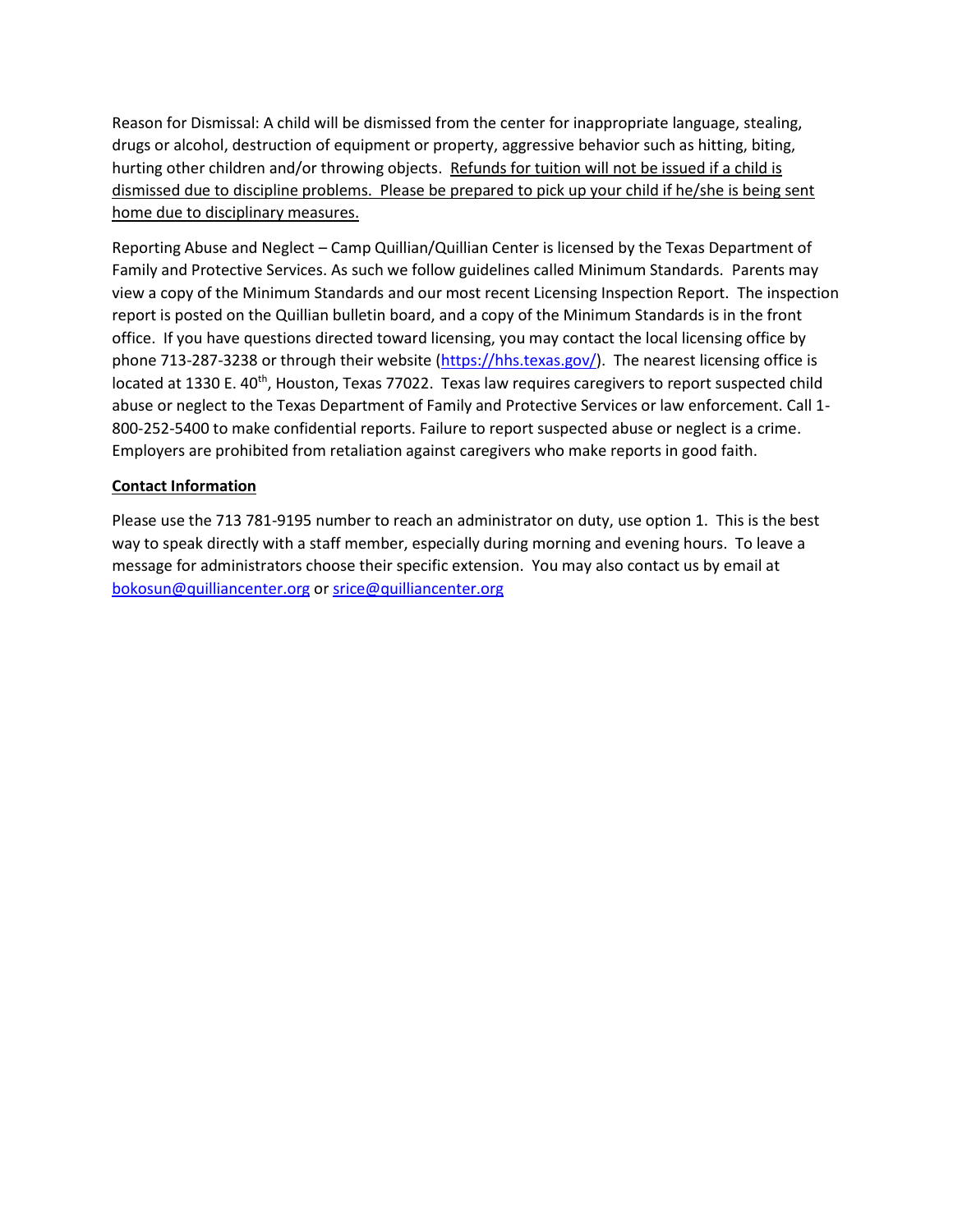Reason for Dismissal: A child will be dismissed from the center for inappropriate language, stealing, drugs or alcohol, destruction of equipment or property, aggressive behavior such as hitting, biting, hurting other children and/or throwing objects. <u>Refunds for tuition will not be issued if a child is dismissed due to discipline problems. Please be prepared to pick up your child if he/she is being sent home due to disciplinary measures.</u>

Reporting Abuse and Neglect – Camp Quillian/Quillian Center is licensed by the Texas Department of Family and Protective Services. As such we follow guidelines called Minimum Standards. Parents may view a copy of the Minimum Standards and our most recent Licensing Inspection Report. The inspection report is posted on the Quillian bulletin board, and a copy of the Minimum Standards is in the front office. If you have questions directed toward licensing, you may contact the local licensing office by phone 713-287-3238 or through their website (https://hhs.texas.gov/). The nearest licensing office is located at 1330 E. 40th, Houston, Texas 77022. Texas law requires caregivers to report suspected child abuse or neglect to the Texas Department of Family and Protective Services or law enforcement. Call 1-800-252-5400 to make confidential reports. Failure to report suspected abuse or neglect is a crime. Employers are prohibited from retaliation against caregivers who make reports in good faith.

**<u>Contact Information</u>**

Please use the 713 781-9195 number to reach an administrator on duty, use option 1. This is the best way to speak directly with a staff member, especially during morning and evening hours. To leave a message for administrators choose their specific extension. You may also contact us by email at bokosun@quilliancenter.org or srice@quilliancenter.org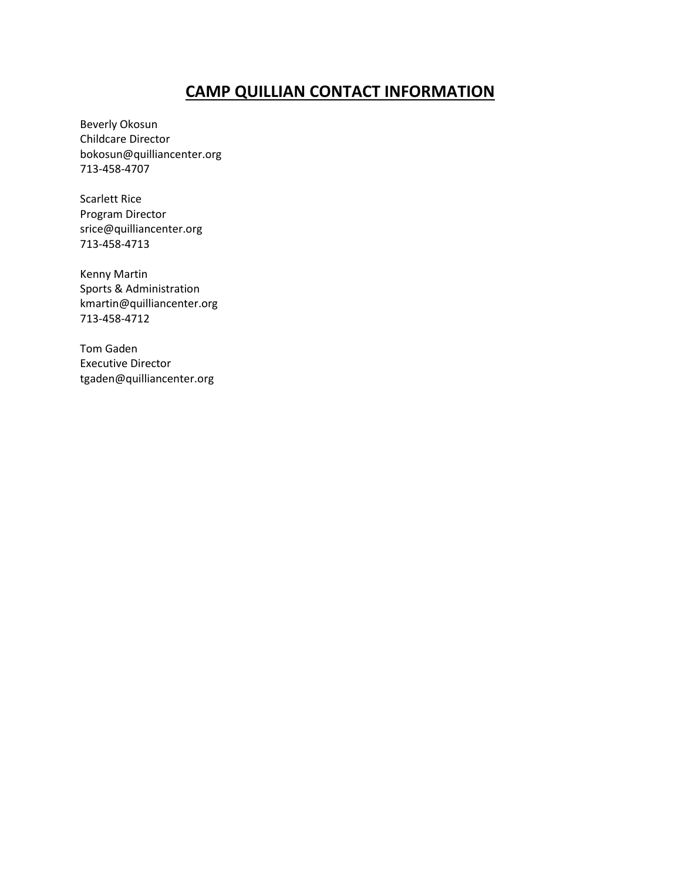# CAMP QUILLIAN CONTACT INFORMATION

Beverly Okosun
Childcare Director
bokosun@quilliancenter.org
713-458-4707

Scarlett Rice
Program Director
srice@quilliancenter.org
713-458-4713

Kenny Martin
Sports & Administration
kmartin@quilliancenter.org
713-458-4712

Tom Gaden
Executive Director
tgaden@quilliancenter.org